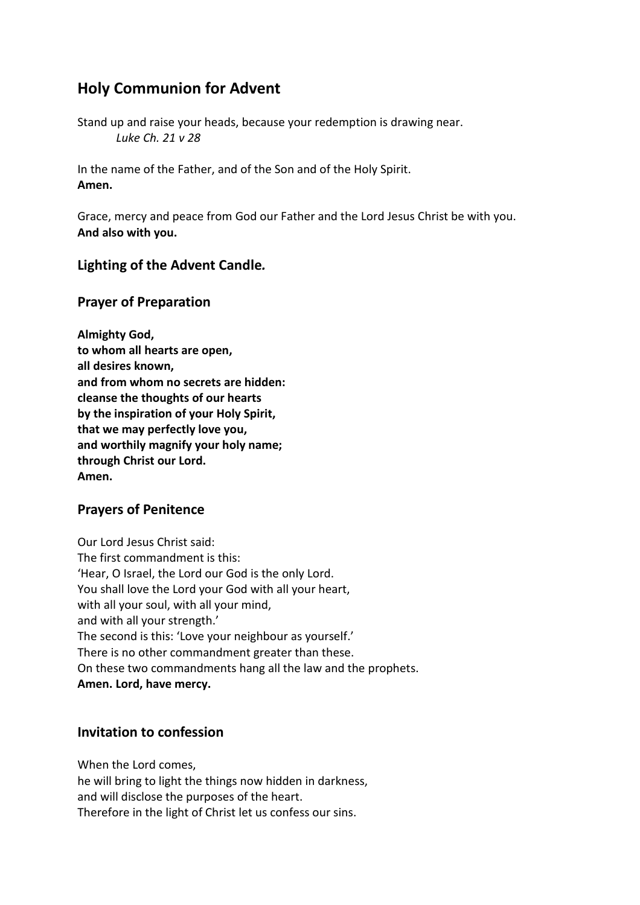# Holy Communion for Advent

Stand up and raise your heads, because your redemption is drawing near.
*Luke Ch. 21 v 28*

In the name of the Father, and of the Son and of the Holy Spirit.
**Amen.**

Grace, mercy and peace from God our Father and the Lord Jesus Christ be with you.
**And also with you.**

## Lighting of the Advent Candle*.*

## Prayer of Preparation

**Almighty God,**
**to whom all hearts are open,**
**all desires known,**
**and from whom no secrets are hidden:**
**cleanse the thoughts of our hearts**
**by the inspiration of your Holy Spirit,**
**that we may perfectly love you,**
**and worthily magnify your holy name;**
**through Christ our Lord.**
**Amen.**

## Prayers of Penitence

Our Lord Jesus Christ said:
The first commandment is this:
'Hear, O Israel, the Lord our God is the only Lord.
You shall love the Lord your God with all your heart,
with all your soul, with all your mind,
and with all your strength.'
The second is this: 'Love your neighbour as yourself.'
There is no other commandment greater than these.
On these two commandments hang all the law and the prophets.
**Amen. Lord, have mercy.**

## Invitation to confession

When the Lord comes,
he will bring to light the things now hidden in darkness,
and will disclose the purposes of the heart.
Therefore in the light of Christ let us confess our sins.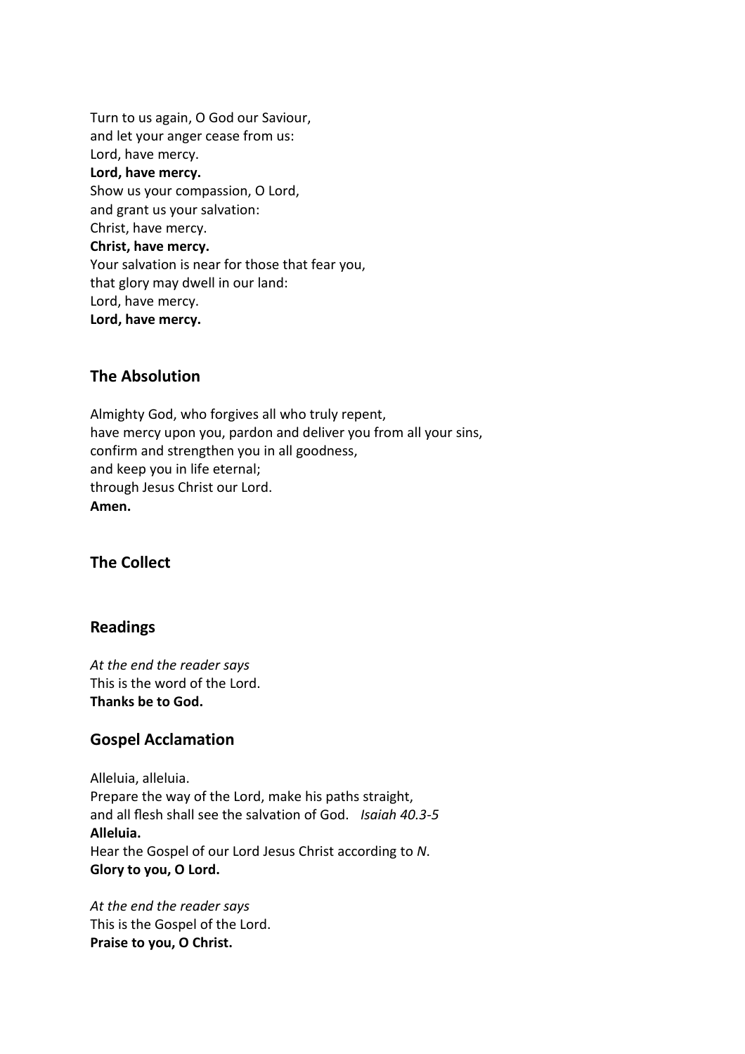Turn to us again, O God our Saviour,
and let your anger cease from us:
Lord, have mercy.
**Lord, have mercy.**
Show us your compassion, O Lord,
and grant us your salvation:
Christ, have mercy.
**Christ, have mercy.**
Your salvation is near for those that fear you,
that glory may dwell in our land:
Lord, have mercy.
**Lord, have mercy.**

## The Absolution

Almighty God, who forgives all who truly repent,
have mercy upon you, pardon and deliver you from all your sins,
confirm and strengthen you in all goodness,
and keep you in life eternal;
through Jesus Christ our Lord.
**Amen.**

## The Collect

## Readings

*At the end the reader says*
This is the word of the Lord.
**Thanks be to God.**

## Gospel Acclamation

Alleluia, alleluia.
Prepare the way of the Lord, make his paths straight,
and all flesh shall see the salvation of God. *Isaiah 40.3-5*
**Alleluia.**
Hear the Gospel of our Lord Jesus Christ according to *N*.
**Glory to you, O Lord.**

*At the end the reader says*
This is the Gospel of the Lord.
**Praise to you, O Christ.**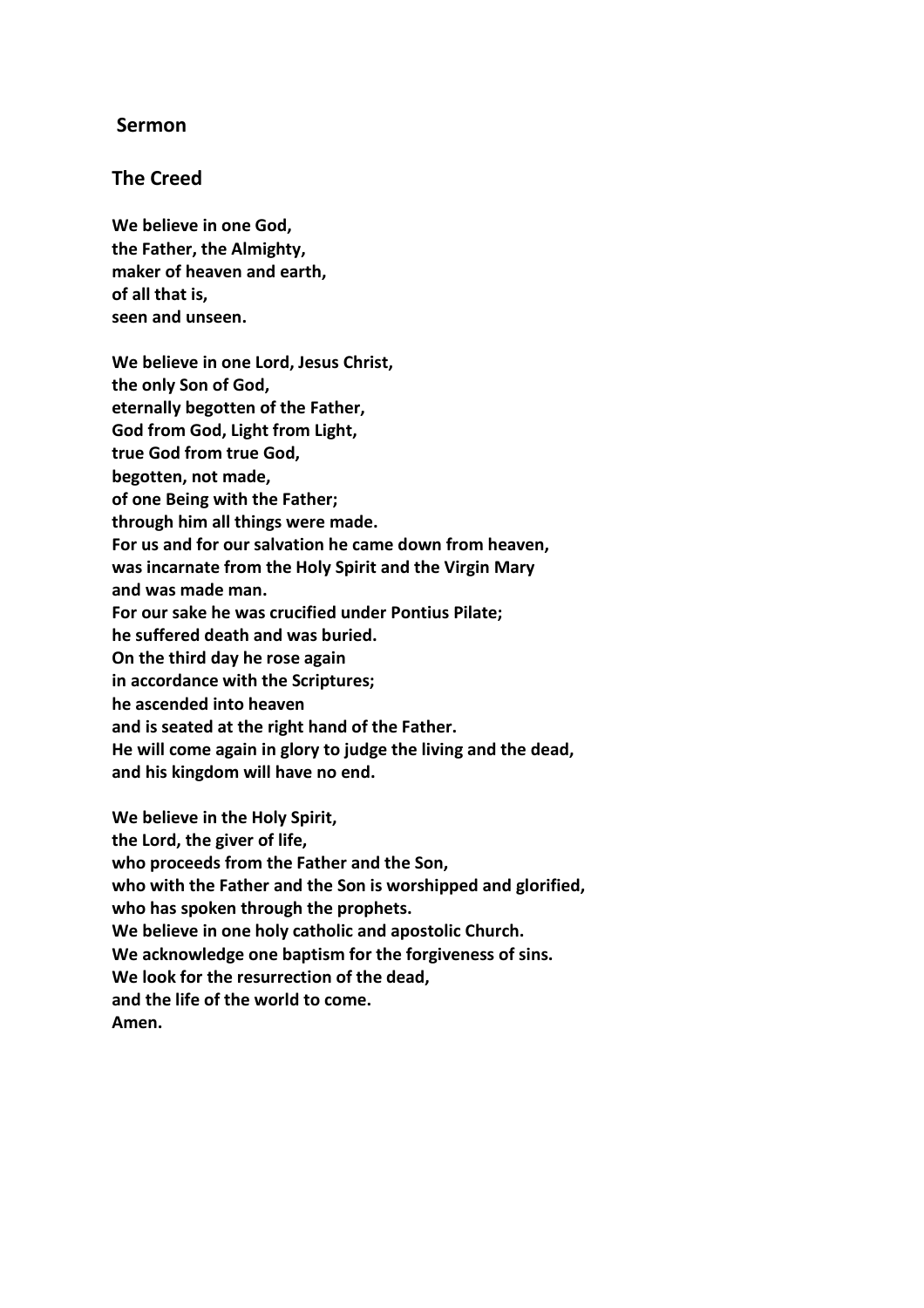## Sermon

## The Creed

**We believe in one God,**
**the Father, the Almighty,**
**maker of heaven and earth,**
**of all that is,**
**seen and unseen.**

**We believe in one Lord, Jesus Christ,**
**the only Son of God,**
**eternally begotten of the Father,**
**God from God, Light from Light,**
**true God from true God,**
**begotten, not made,**
**of one Being with the Father;**
**through him all things were made.**
**For us and for our salvation he came down from heaven,**
**was incarnate from the Holy Spirit and the Virgin Mary**
**and was made man.**
**For our sake he was crucified under Pontius Pilate;**
**he suffered death and was buried.**
**On the third day he rose again**
**in accordance with the Scriptures;**
**he ascended into heaven**
**and is seated at the right hand of the Father.**
**He will come again in glory to judge the living and the dead,**
**and his kingdom will have no end.**

**We believe in the Holy Spirit,**
**the Lord, the giver of life,**
**who proceeds from the Father and the Son,**
**who with the Father and the Son is worshipped and glorified,**
**who has spoken through the prophets.**
**We believe in one holy catholic and apostolic Church.**
**We acknowledge one baptism for the forgiveness of sins.**
**We look for the resurrection of the dead,**
**and the life of the world to come.**
**Amen.**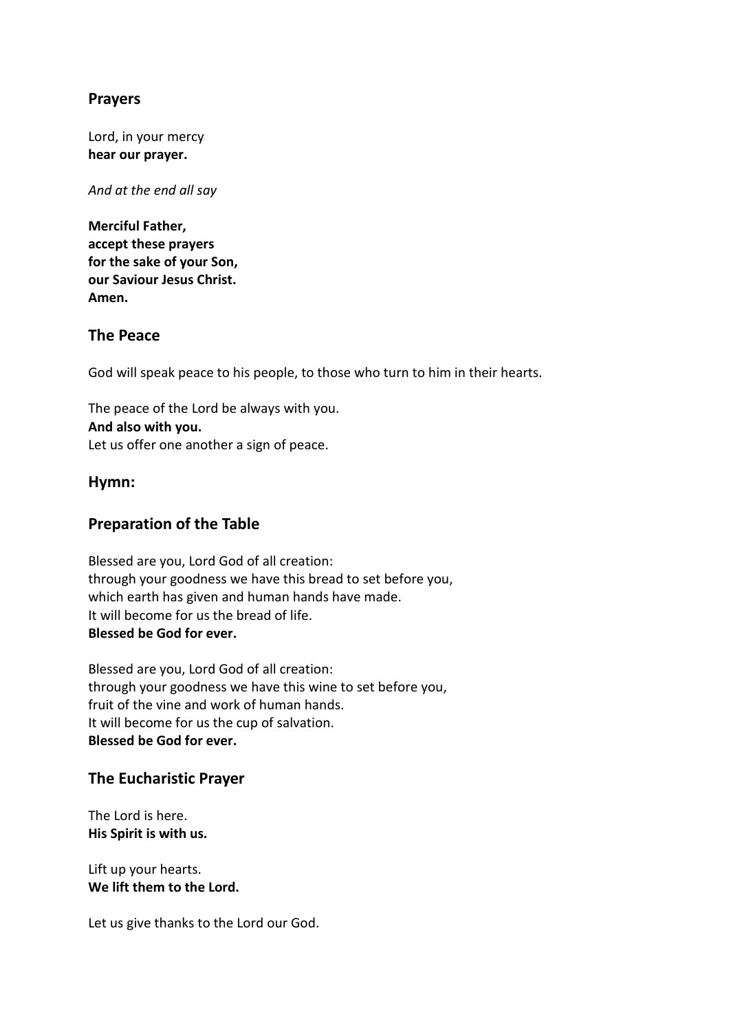## Prayers

Lord, in your mercy
**hear our prayer.**

*And at the end all say*

**Merciful Father,**
**accept these prayers**
**for the sake of your Son,**
**our Saviour Jesus Christ.**
**Amen.**

## The Peace

God will speak peace to his people, to those who turn to him in their hearts.

The peace of the Lord be always with you.
**And also with you.**
Let us offer one another a sign of peace.

## Hymn:

## Preparation of the Table

Blessed are you, Lord God of all creation:
through your goodness we have this bread to set before you,
which earth has given and human hands have made.
It will become for us the bread of life.
**Blessed be God for ever.**

Blessed are you, Lord God of all creation:
through your goodness we have this wine to set before you,
fruit of the vine and work of human hands.
It will become for us the cup of salvation.
**Blessed be God for ever.**

## The Eucharistic Prayer

The Lord is here.
**His Spirit is with us.**

Lift up your hearts.
**We lift them to the Lord.**

Let us give thanks to the Lord our God.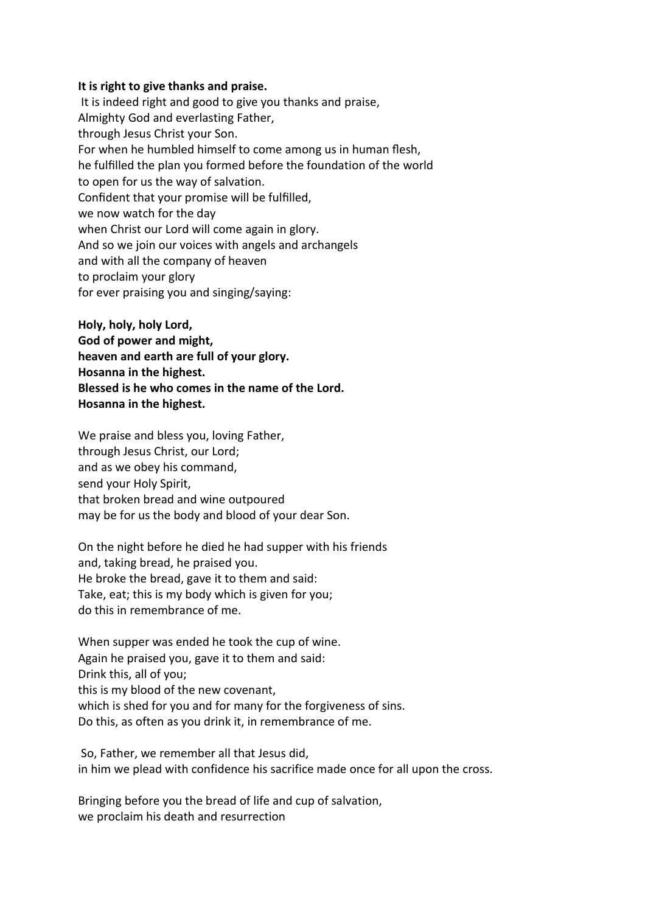**It is right to give thanks and praise.**
It is indeed right and good to give you thanks and praise,
Almighty God and everlasting Father,
through Jesus Christ your Son.
For when he humbled himself to come among us in human flesh,
he fulfilled the plan you formed before the foundation of the world
to open for us the way of salvation.
Confident that your promise will be fulfilled,
we now watch for the day
when Christ our Lord will come again in glory.
And so we join our voices with angels and archangels
and with all the company of heaven
to proclaim your glory
for ever praising you and singing/saying:

**Holy, holy, holy Lord,**
**God of power and might,**
**heaven and earth are full of your glory.**
**Hosanna in the highest.**
**Blessed is he who comes in the name of the Lord.**
**Hosanna in the highest.**

We praise and bless you, loving Father,
through Jesus Christ, our Lord;
and as we obey his command,
send your Holy Spirit,
that broken bread and wine outpoured
may be for us the body and blood of your dear Son.

On the night before he died he had supper with his friends
and, taking bread, he praised you.
He broke the bread, gave it to them and said:
Take, eat; this is my body which is given for you;
do this in remembrance of me.

When supper was ended he took the cup of wine.
Again he praised you, gave it to them and said:
Drink this, all of you;
this is my blood of the new covenant,
which is shed for you and for many for the forgiveness of sins.
Do this, as often as you drink it, in remembrance of me.

So, Father, we remember all that Jesus did,
in him we plead with confidence his sacrifice made once for all upon the cross.

Bringing before you the bread of life and cup of salvation,
we proclaim his death and resurrection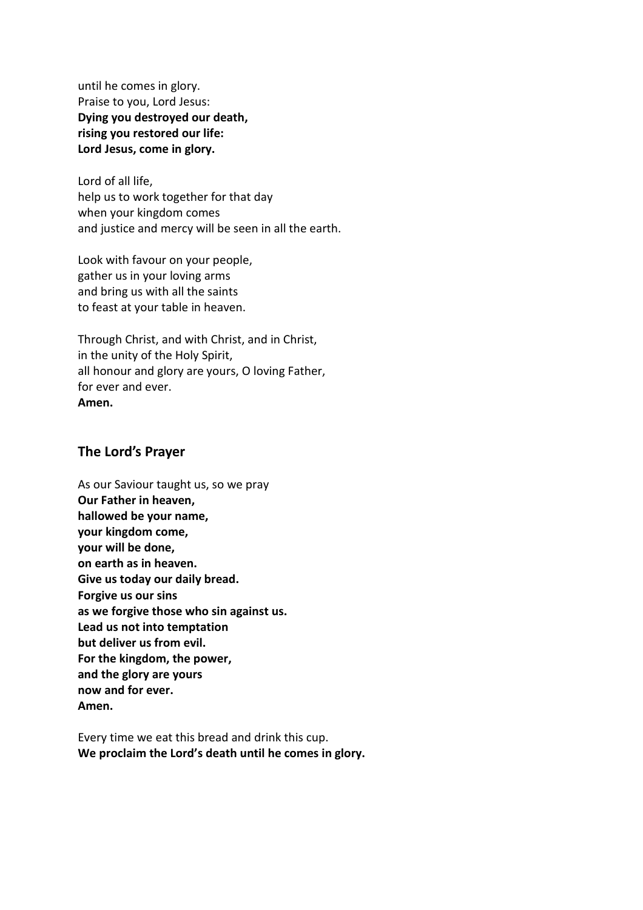until he comes in glory.
Praise to you, Lord Jesus:
**Dying you destroyed our death,**
**rising you restored our life:**
**Lord Jesus, come in glory.**

Lord of all life,
help us to work together for that day
when your kingdom comes
and justice and mercy will be seen in all the earth.

Look with favour on your people,
gather us in your loving arms
and bring us with all the saints
to feast at your table in heaven.

Through Christ, and with Christ, and in Christ,
in the unity of the Holy Spirit,
all honour and glory are yours, O loving Father,
for ever and ever.
**Amen.**

## The Lord's Prayer

As our Saviour taught us, so we pray
**Our Father in heaven,**
**hallowed be your name,**
**your kingdom come,**
**your will be done,**
**on earth as in heaven.**
**Give us today our daily bread.**
**Forgive us our sins**
**as we forgive those who sin against us.**
**Lead us not into temptation**
**but deliver us from evil.**
**For the kingdom, the power,**
**and the glory are yours**
**now and for ever.**
**Amen.**

Every time we eat this bread and drink this cup.
**We proclaim the Lord's death until he comes in glory.**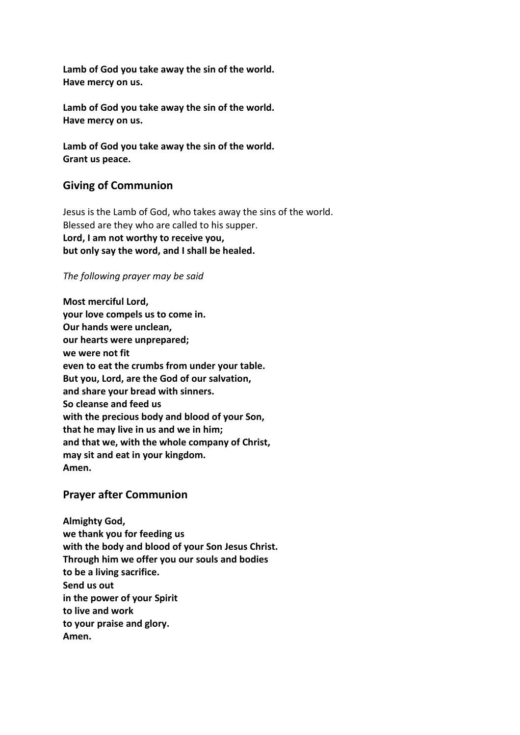**Lamb of God you take away the sin of the world.**
**Have mercy on us.**

**Lamb of God you take away the sin of the world.**
**Have mercy on us.**

**Lamb of God you take away the sin of the world.**
**Grant us peace.**

## Giving of Communion

Jesus is the Lamb of God, who takes away the sins of the world.
Blessed are they who are called to his supper.
**Lord, I am not worthy to receive you,**
**but only say the word, and I shall be healed.**

*The following prayer may be said*

**Most merciful Lord,**
**your love compels us to come in.**
**Our hands were unclean,**
**our hearts were unprepared;**
**we were not fit**
**even to eat the crumbs from under your table.**
**But you, Lord, are the God of our salvation,**
**and share your bread with sinners.**
**So cleanse and feed us**
**with the precious body and blood of your Son,**
**that he may live in us and we in him;**
**and that we, with the whole company of Christ,**
**may sit and eat in your kingdom.**
**Amen.**

## Prayer after Communion

**Almighty God,**
**we thank you for feeding us**
**with the body and blood of your Son Jesus Christ.**
**Through him we offer you our souls and bodies**
**to be a living sacrifice.**
**Send us out**
**in the power of your Spirit**
**to live and work**
**to your praise and glory.**
**Amen.**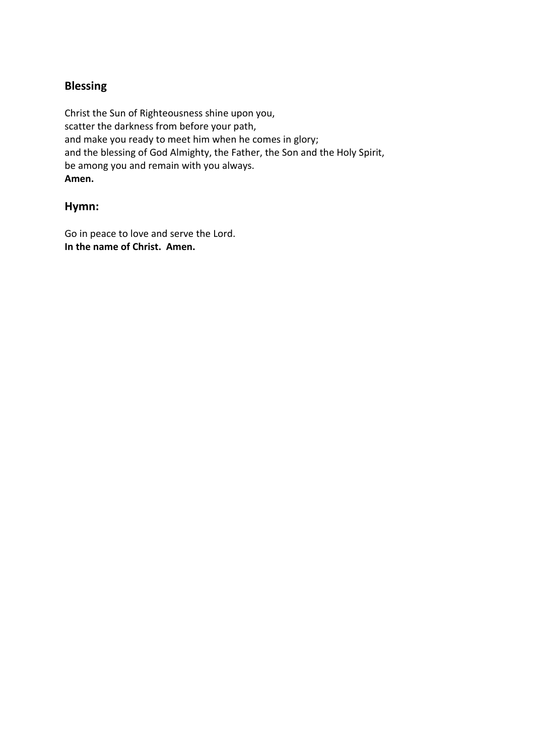## Blessing

Christ the Sun of Righteousness shine upon you,
scatter the darkness from before your path,
and make you ready to meet him when he comes in glory;
and the blessing of God Almighty, the Father, the Son and the Holy Spirit,
be among you and remain with you always.
**Amen.**

## Hymn:

Go in peace to love and serve the Lord.
**In the name of Christ. Amen.**